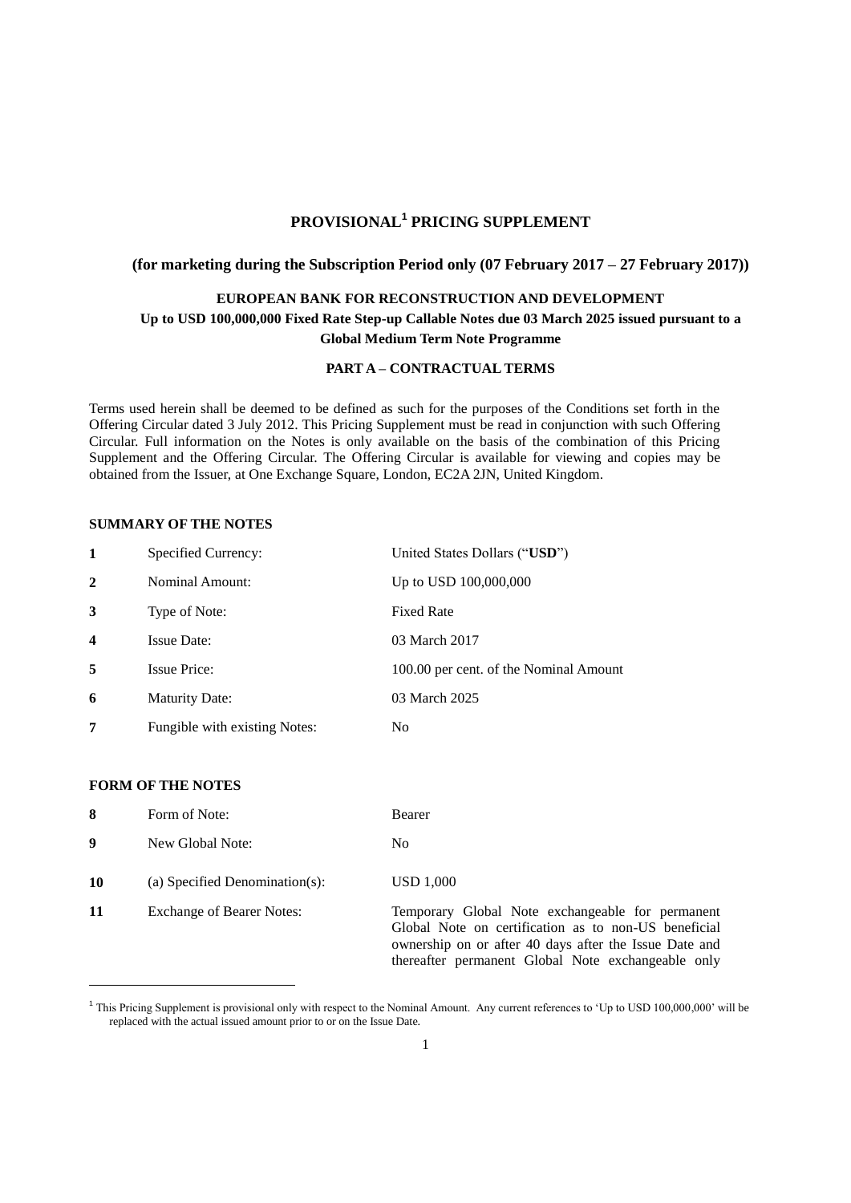# PROVISIONAL[1] PRICING SUPPLEMENT

**(for marketing during the Subscription Period only (07 February 2017 – 27 February 2017))**

**EUROPEAN BANK FOR RECONSTRUCTION AND DEVELOPMENT**

**Up to USD 100,000,000 Fixed Rate Step-up Callable Notes due 03 March 2025 issued pursuant to a Global Medium Term Note Programme**

## PART A – CONTRACTUAL TERMS

Terms used herein shall be deemed to be defined as such for the purposes of the Conditions set forth in the Offering Circular dated 3 July 2012. This Pricing Supplement must be read in conjunction with such Offering Circular. Full information on the Notes is only available on the basis of the combination of this Pricing Supplement and the Offering Circular. The Offering Circular is available for viewing and copies may be obtained from the Issuer, at One Exchange Square, London, EC2A 2JN, United Kingdom.

### SUMMARY OF THE NOTES

| | | |
|---|---|---|
| **1** | Specified Currency: | United States Dollars ("**USD**") |
| **2** | Nominal Amount: | Up to USD 100,000,000 |
| **3** | Type of Note: | Fixed Rate |
| **4** | Issue Date: | 03 March 2017 |
| **5** | Issue Price: | 100.00 per cent. of the Nominal Amount |
| **6** | Maturity Date: | 03 March 2025 |
| **7** | Fungible with existing Notes: | No |

### FORM OF THE NOTES

| | | |
|---|---|---|
| **8** | Form of Note: | Bearer |
| **9** | New Global Note: | No |
| **10** | (a) Specified Denomination(s): | USD 1,000 |
| **11** | Exchange of Bearer Notes: | Temporary Global Note exchangeable for permanent Global Note on certification as to non-US beneficial ownership on or after 40 days after the Issue Date and thereafter permanent Global Note exchangeable only |

[1] This Pricing Supplement is provisional only with respect to the Nominal Amount. Any current references to 'Up to USD 100,000,000' will be replaced with the actual issued amount prior to or on the Issue Date.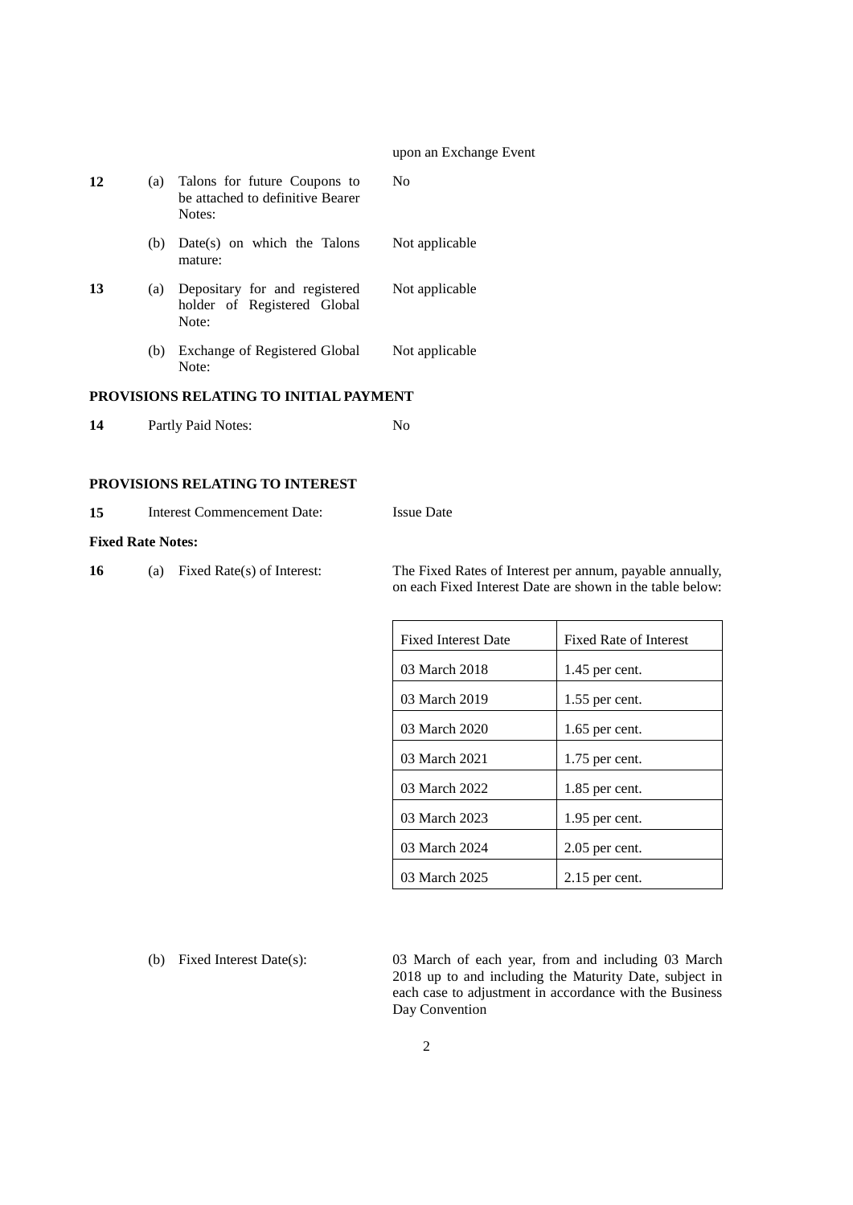upon an Exchange Event

| | | | |
|---|---|---|---|
| **12** | (a) | Talons for future Coupons to be attached to definitive Bearer Notes: | No |
| | (b) | Date(s) on which the Talons mature: | Not applicable |
| **13** | (a) | Depositary for and registered holder of Registered Global Note: | Not applicable |
| | (b) | Exchange of Registered Global Note: | Not applicable |

**PROVISIONS RELATING TO INITIAL PAYMENT**

| | | |
|---|---|---|
| **14** | Partly Paid Notes: | No |

**PROVISIONS RELATING TO INTEREST**

| | | |
|---|---|---|
| **15** | Interest Commencement Date: | Issue Date |

**Fixed Rate Notes:**

**16** (a) Fixed Rate(s) of Interest: The Fixed Rates of Interest per annum, payable annually, on each Fixed Interest Date are shown in the table below:

| Fixed Interest Date | Fixed Rate of Interest |
|---|---|
| 03 March 2018 | 1.45 per cent. |
| 03 March 2019 | 1.55 per cent. |
| 03 March 2020 | 1.65 per cent. |
| 03 March 2021 | 1.75 per cent. |
| 03 March 2022 | 1.85 per cent. |
| 03 March 2023 | 1.95 per cent. |
| 03 March 2024 | 2.05 per cent. |
| 03 March 2025 | 2.15 per cent. |

(b) Fixed Interest Date(s): 03 March of each year, from and including 03 March 2018 up to and including the Maturity Date, subject in each case to adjustment in accordance with the Business Day Convention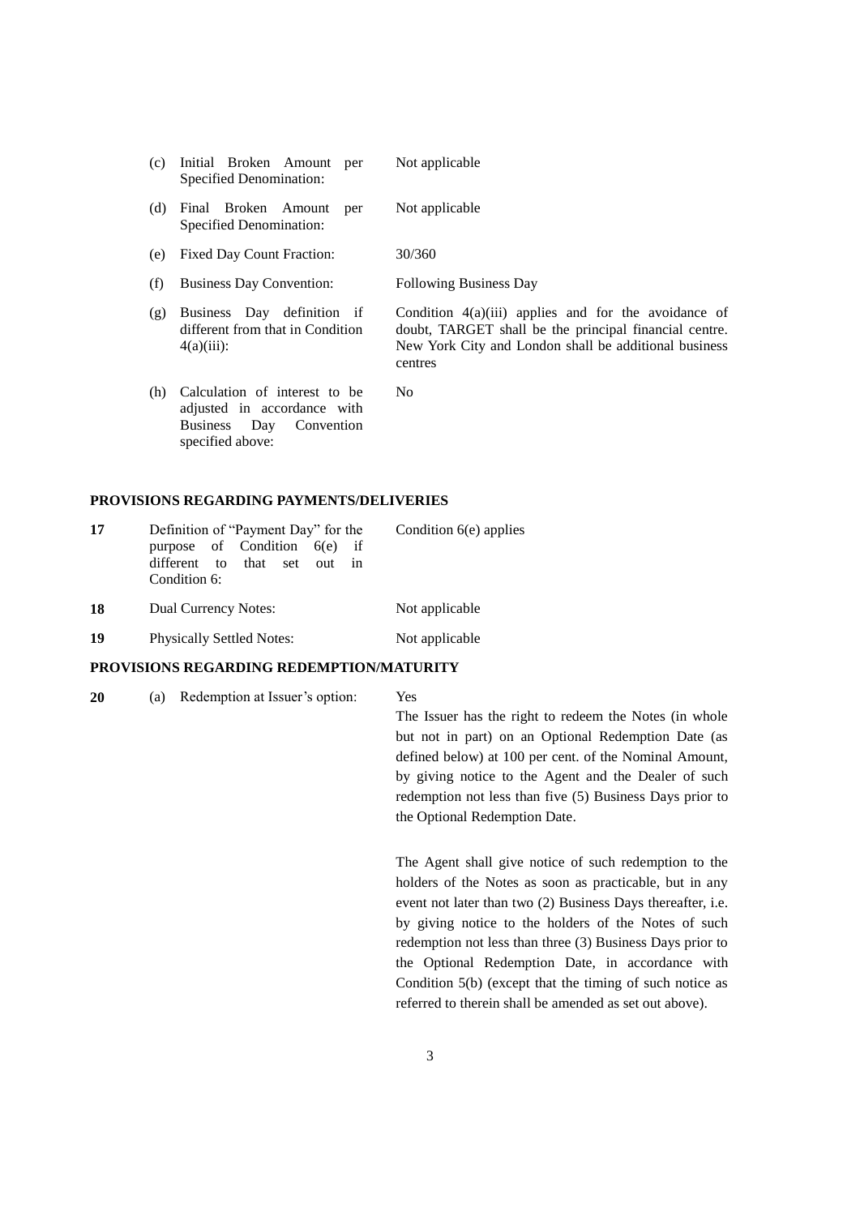| | | |
|---|---|---|
| (c) | Initial Broken Amount per Specified Denomination: | Not applicable |
| (d) | Final Broken Amount per Specified Denomination: | Not applicable |
| (e) | Fixed Day Count Fraction: | 30/360 |
| (f) | Business Day Convention: | Following Business Day |
| (g) | Business Day definition if different from that in Condition 4(a)(iii): | Condition 4(a)(iii) applies and for the avoidance of doubt, TARGET shall be the principal financial centre. New York City and London shall be additional business centres |
| (h) | Calculation of interest to be adjusted in accordance with Business Day Convention specified above: | No |

**PROVISIONS REGARDING PAYMENTS/DELIVERIES**

| | | |
|---|---|---|
| **17** | Definition of "Payment Day" for the purpose of Condition 6(e) if different to that set out in Condition 6: | Condition 6(e) applies |
| **18** | Dual Currency Notes: | Not applicable |
| **19** | Physically Settled Notes: | Not applicable |

**PROVISIONS REGARDING REDEMPTION/MATURITY**

**20** (a) Redemption at Issuer's option: Yes

The Issuer has the right to redeem the Notes (in whole but not in part) on an Optional Redemption Date (as defined below) at 100 per cent. of the Nominal Amount, by giving notice to the Agent and the Dealer of such redemption not less than five (5) Business Days prior to the Optional Redemption Date.

The Agent shall give notice of such redemption to the holders of the Notes as soon as practicable, but in any event not later than two (2) Business Days thereafter, i.e. by giving notice to the holders of the Notes of such redemption not less than three (3) Business Days prior to the Optional Redemption Date, in accordance with Condition 5(b) (except that the timing of such notice as referred to therein shall be amended as set out above).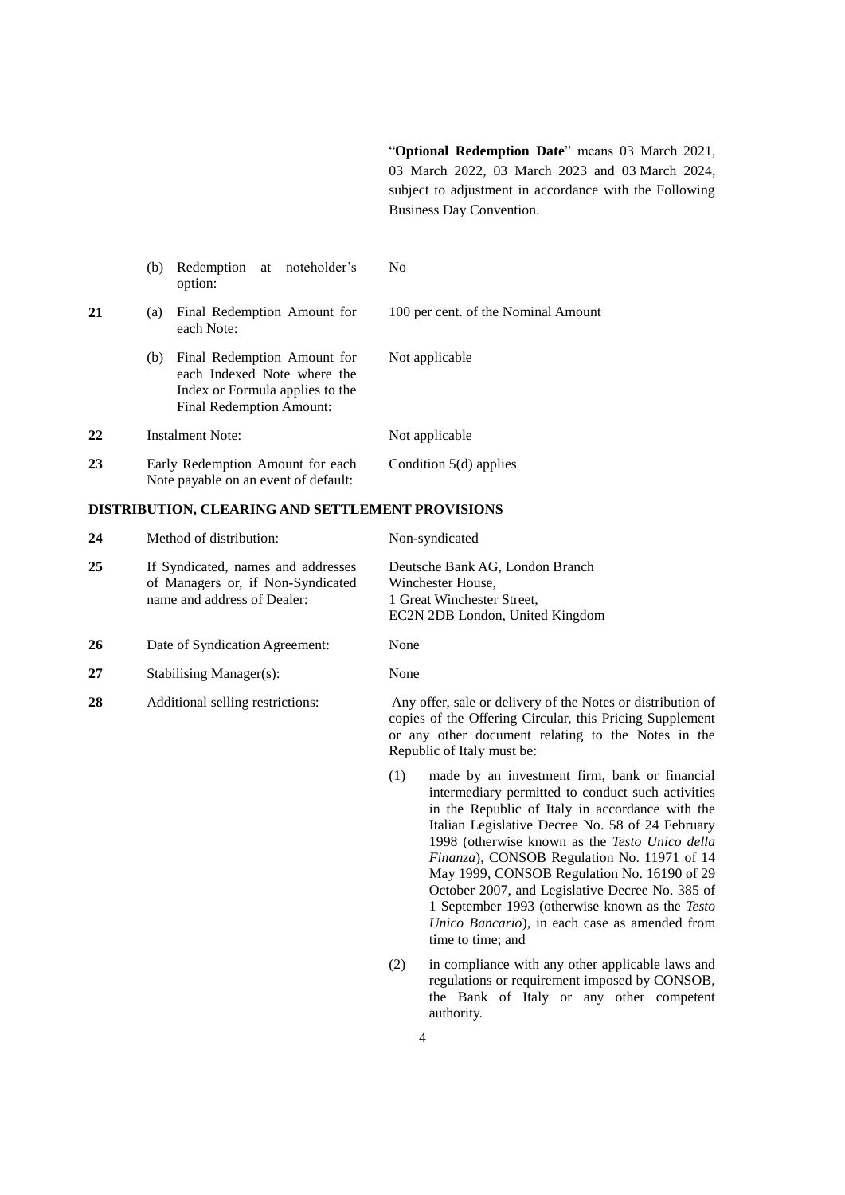| | | | |
|---|---|---|---|
| | | | "**Optional Redemption Date**" means 03 March 2021, 03 March 2022, 03 March 2023 and 03 March 2024, subject to adjustment in accordance with the Following Business Day Convention. |
| | (b) | Redemption at noteholder's option: | No |
| **21** | (a) | Final Redemption Amount for each Note: | 100 per cent. of the Nominal Amount |
| | (b) | Final Redemption Amount for each Indexed Note where the Index or Formula applies to the Final Redemption Amount: | Not applicable |
| **22** | | Instalment Note: | Not applicable |
| **23** | | Early Redemption Amount for each Note payable on an event of default: | Condition 5(d) applies |

**DISTRIBUTION, CLEARING AND SETTLEMENT PROVISIONS**

| | | |
|---|---|---|
| **24** | Method of distribution: | Non-syndicated |
| **25** | If Syndicated, names and addresses of Managers or, if Non-Syndicated name and address of Dealer: | Deutsche Bank AG, London Branch<br>Winchester House,<br>1 Great Winchester Street,<br>EC2N 2DB London, United Kingdom |
| **26** | Date of Syndication Agreement: | None |
| **27** | Stabilising Manager(s): | None |
| **28** | Additional selling restrictions: | Any offer, sale or delivery of the Notes or distribution of copies of the Offering Circular, this Pricing Supplement or any other document relating to the Notes in the Republic of Italy must be:<br><br>(1) made by an investment firm, bank or financial intermediary permitted to conduct such activities in the Republic of Italy in accordance with the Italian Legislative Decree No. 58 of 24 February 1998 (otherwise known as the *Testo Unico della Finanza*), CONSOB Regulation No. 11971 of 14 May 1999, CONSOB Regulation No. 16190 of 29 October 2007, and Legislative Decree No. 385 of 1 September 1993 (otherwise known as the *Testo Unico Bancario*), in each case as amended from time to time; and<br><br>(2) in compliance with any other applicable laws and regulations or requirement imposed by CONSOB, the Bank of Italy or any other competent authority. |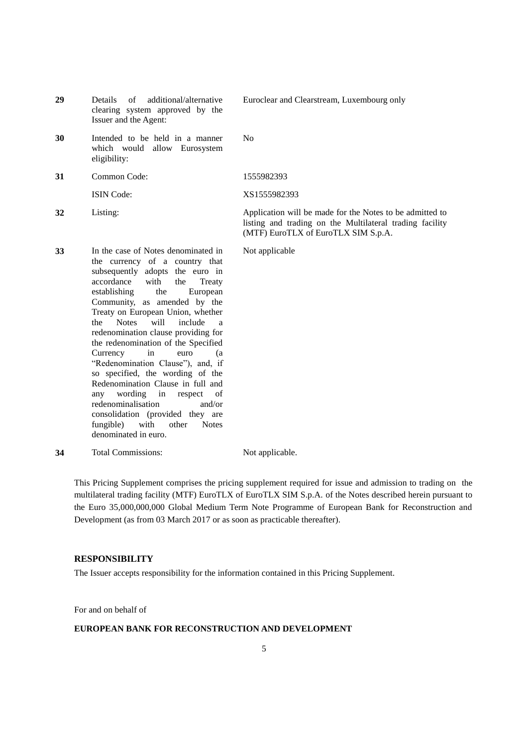| | | |
|---|---|---|
| **29** | Details of additional/alternative clearing system approved by the Issuer and the Agent: | Euroclear and Clearstream, Luxembourg only |
| **30** | Intended to be held in a manner which would allow Eurosystem eligibility: | No |
| **31** | Common Code: | 1555982393 |
| | ISIN Code: | XS1555982393 |
| **32** | Listing: | Application will be made for the Notes to be admitted to listing and trading on the Multilateral trading facility (MTF) EuroTLX of EuroTLX SIM S.p.A. |
| **33** | In the case of Notes denominated in the currency of a country that subsequently adopts the euro in accordance with the Treaty establishing the European Community, as amended by the Treaty on European Union, whether the Notes will include a redenomination clause providing for the redenomination of the Specified Currency in euro (a "Redenomination Clause"), and, if so specified, the wording of the Redenomination Clause in full and any wording in respect of redenominalisation and/or consolidation (provided they are fungible) with other Notes denominated in euro. | Not applicable |
| **34** | Total Commissions: | Not applicable. |

This Pricing Supplement comprises the pricing supplement required for issue and admission to trading on the multilateral trading facility (MTF) EuroTLX of EuroTLX SIM S.p.A. of the Notes described herein pursuant to the Euro 35,000,000,000 Global Medium Term Note Programme of European Bank for Reconstruction and Development (as from 03 March 2017 or as soon as practicable thereafter).

## RESPONSIBILITY

The Issuer accepts responsibility for the information contained in this Pricing Supplement.

For and on behalf of

**EUROPEAN BANK FOR RECONSTRUCTION AND DEVELOPMENT**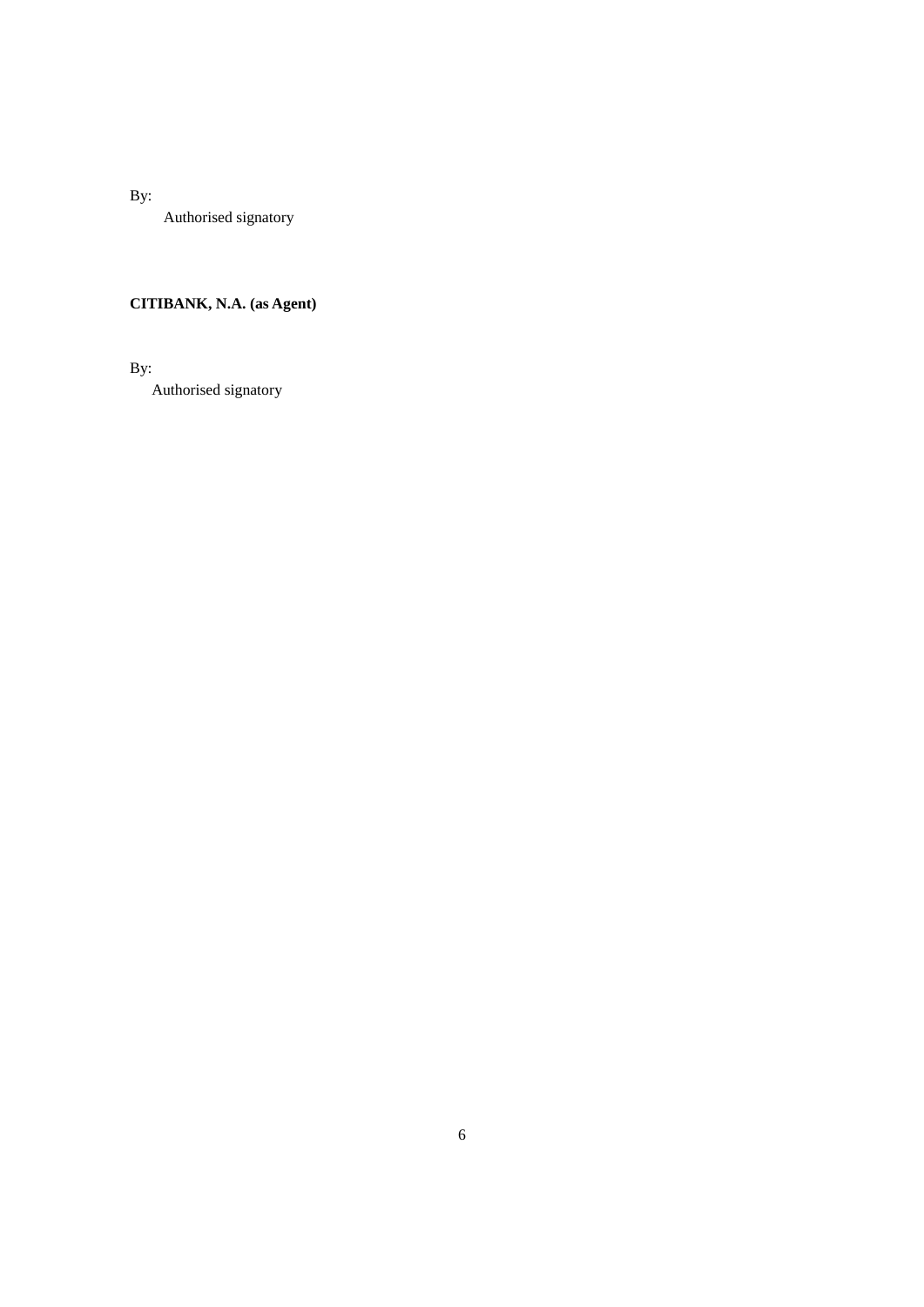By:

Authorised signatory

**CITIBANK, N.A. (as Agent)**

By:

Authorised signatory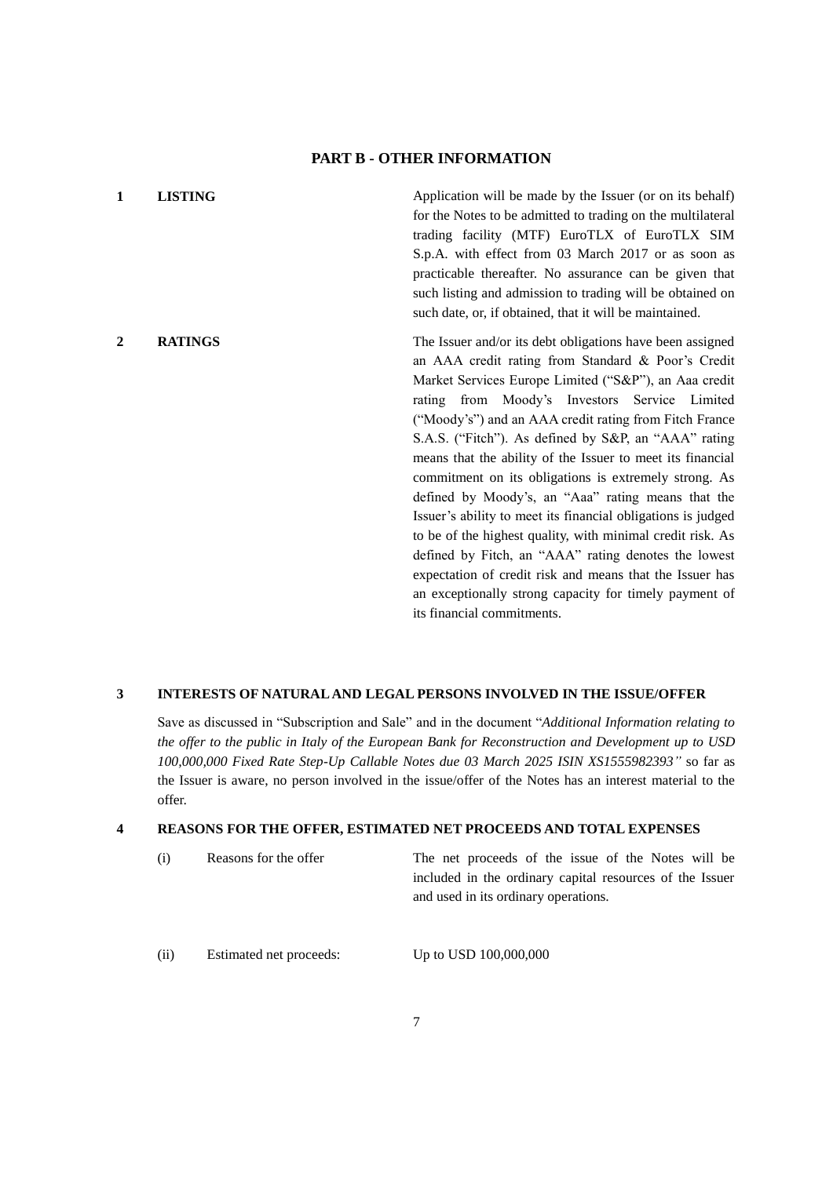## PART B - OTHER INFORMATION

**1 LISTING**

Application will be made by the Issuer (or on its behalf) for the Notes to be admitted to trading on the multilateral trading facility (MTF) EuroTLX of EuroTLX SIM S.p.A. with effect from 03 March 2017 or as soon as practicable thereafter. No assurance can be given that such listing and admission to trading will be obtained on such date, or, if obtained, that it will be maintained.

**2 RATINGS**

The Issuer and/or its debt obligations have been assigned an AAA credit rating from Standard & Poor's Credit Market Services Europe Limited ("S&P"), an Aaa credit rating from Moody's Investors Service Limited ("Moody's") and an AAA credit rating from Fitch France S.A.S. ("Fitch"). As defined by S&P, an "AAA" rating means that the ability of the Issuer to meet its financial commitment on its obligations is extremely strong. As defined by Moody's, an "Aaa" rating means that the Issuer's ability to meet its financial obligations is judged to be of the highest quality, with minimal credit risk. As defined by Fitch, an "AAA" rating denotes the lowest expectation of credit risk and means that the Issuer has an exceptionally strong capacity for timely payment of its financial commitments.

**3 INTERESTS OF NATURAL AND LEGAL PERSONS INVOLVED IN THE ISSUE/OFFER**

Save as discussed in "Subscription and Sale" and in the document "*Additional Information relating to the offer to the public in Italy of the European Bank for Reconstruction and Development up to USD 100,000,000 Fixed Rate Step-Up Callable Notes due 03 March 2025 ISIN XS1555982393"* so far as the Issuer is aware, no person involved in the issue/offer of the Notes has an interest material to the offer.

**4 REASONS FOR THE OFFER, ESTIMATED NET PROCEEDS AND TOTAL EXPENSES**

(i) Reasons for the offer: The net proceeds of the issue of the Notes will be included in the ordinary capital resources of the Issuer and used in its ordinary operations.

(ii) Estimated net proceeds: Up to USD 100,000,000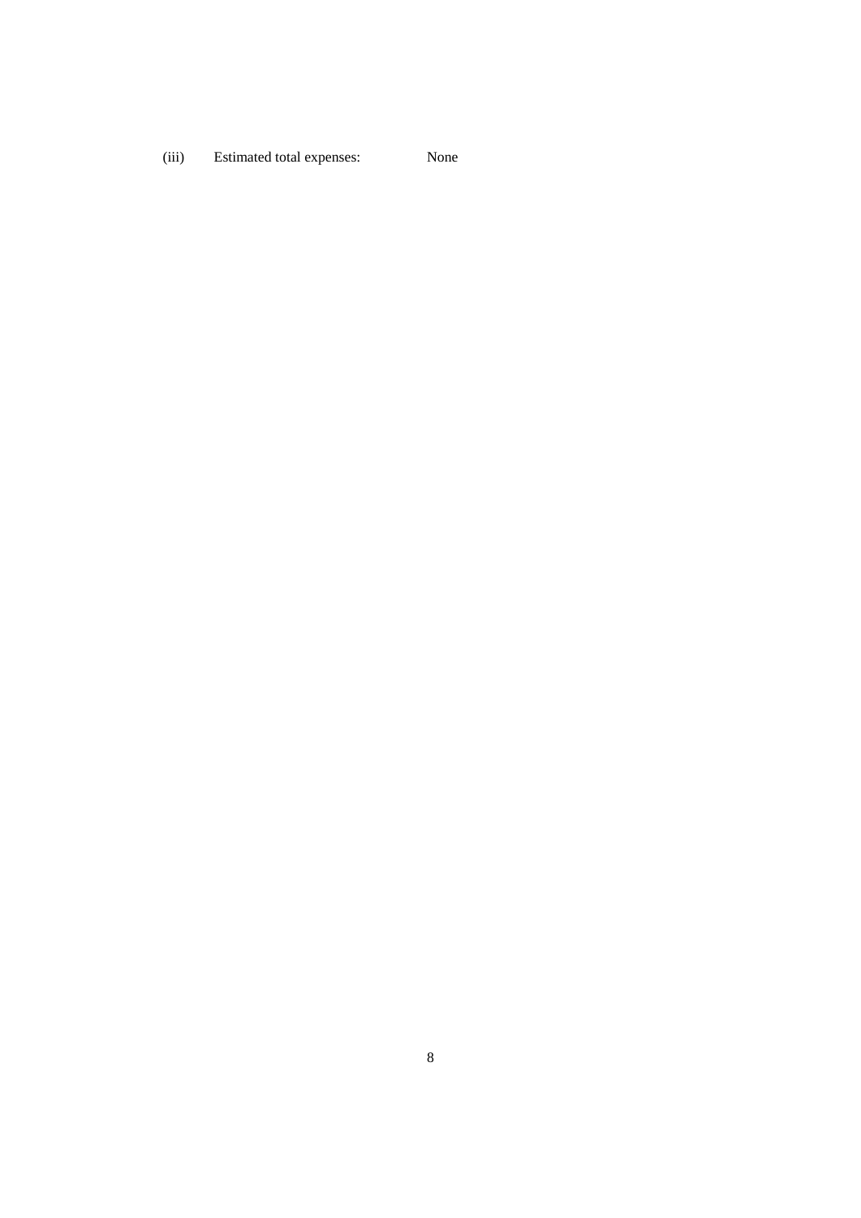(iii) Estimated total expenses: None